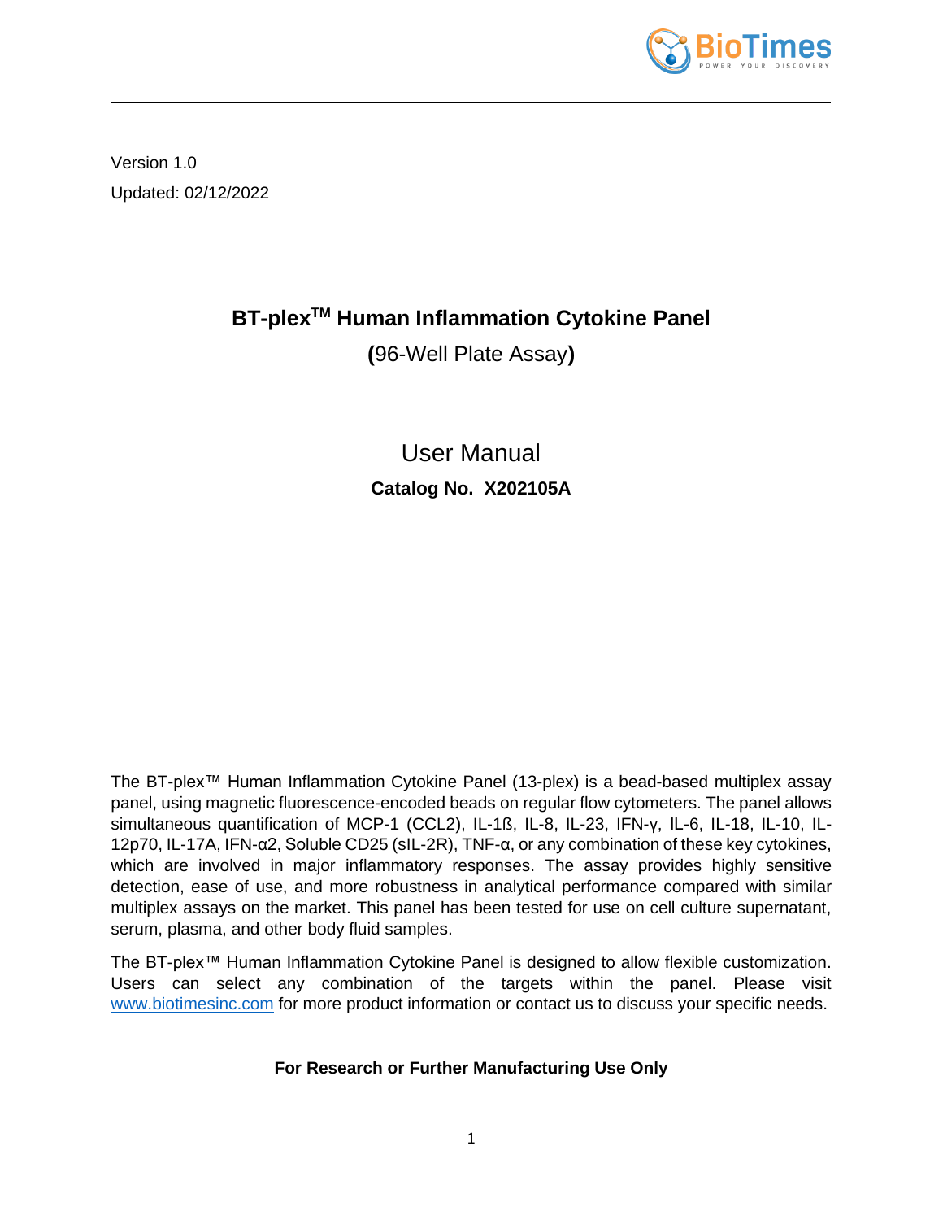Version 1.0

Updated: 02/12/2022

# BT-plex$^{TM}$ Human Inflammation Cytokine Panel

**(**96-Well Plate Assay**)**

## User Manual

**Catalog No. X202105A**

The BT-plex™ Human Inflammation Cytokine Panel (13-plex) is a bead-based multiplex assay panel, using magnetic fluorescence-encoded beads on regular flow cytometers. The panel allows simultaneous quantification of MCP-1 (CCL2), IL-1ß, IL-8, IL-23, IFN-γ, IL-6, IL-18, IL-10, IL-12p70, IL-17A, IFN-α2, Soluble CD25 (sIL-2R), TNF-α, or any combination of these key cytokines, which are involved in major inflammatory responses. The assay provides highly sensitive detection, ease of use, and more robustness in analytical performance compared with similar multiplex assays on the market. This panel has been tested for use on cell culture supernatant, serum, plasma, and other body fluid samples.

The BT-plex™ Human Inflammation Cytokine Panel is designed to allow flexible customization. Users can select any combination of the targets within the panel. Please visit www.biotimesinc.com for more product information or contact us to discuss your specific needs.

**For Research or Further Manufacturing Use Only**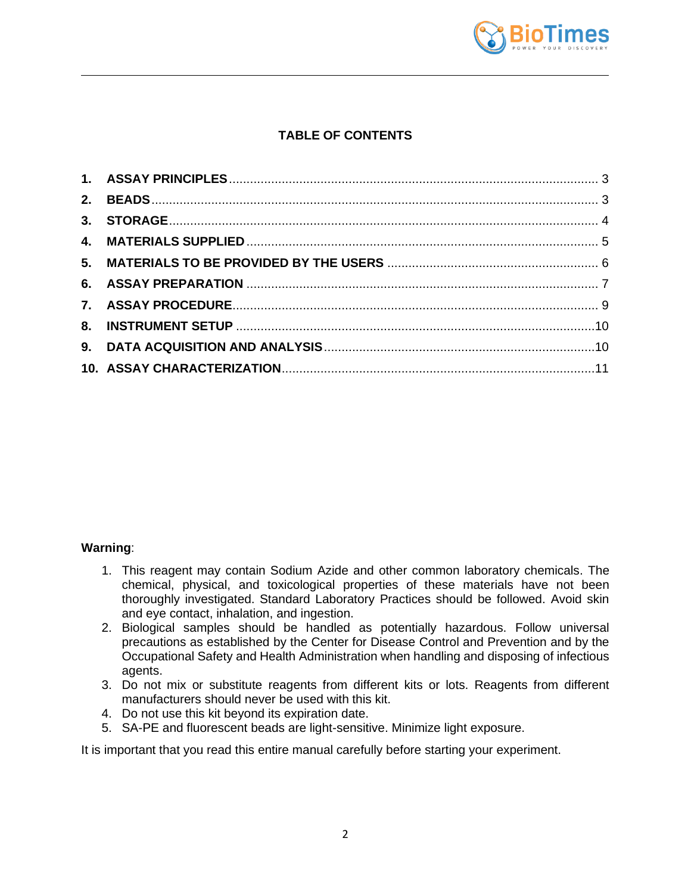## TABLE OF CONTENTS

| | | |
|---|---|---|
| 1. | ASSAY PRINCIPLES | 3 |
| 2. | BEADS | 3 |
| 3. | STORAGE | 4 |
| 4. | MATERIALS SUPPLIED | 5 |
| 5. | MATERIALS TO BE PROVIDED BY THE USERS | 6 |
| 6. | ASSAY PREPARATION | 7 |
| 7. | ASSAY PROCEDURE | 9 |
| 8. | INSTRUMENT SETUP | 10 |
| 9. | DATA ACQUISITION AND ANALYSIS | 10 |
| 10. | ASSAY CHARACTERIZATION | 11 |

**Warning**:

1. This reagent may contain Sodium Azide and other common laboratory chemicals. The chemical, physical, and toxicological properties of these materials have not been thoroughly investigated. Standard Laboratory Practices should be followed. Avoid skin and eye contact, inhalation, and ingestion.
2. Biological samples should be handled as potentially hazardous. Follow universal precautions as established by the Center for Disease Control and Prevention and by the Occupational Safety and Health Administration when handling and disposing of infectious agents.
3. Do not mix or substitute reagents from different kits or lots. Reagents from different manufacturers should never be used with this kit.
4. Do not use this kit beyond its expiration date.
5. SA-PE and fluorescent beads are light-sensitive. Minimize light exposure.

It is important that you read this entire manual carefully before starting your experiment.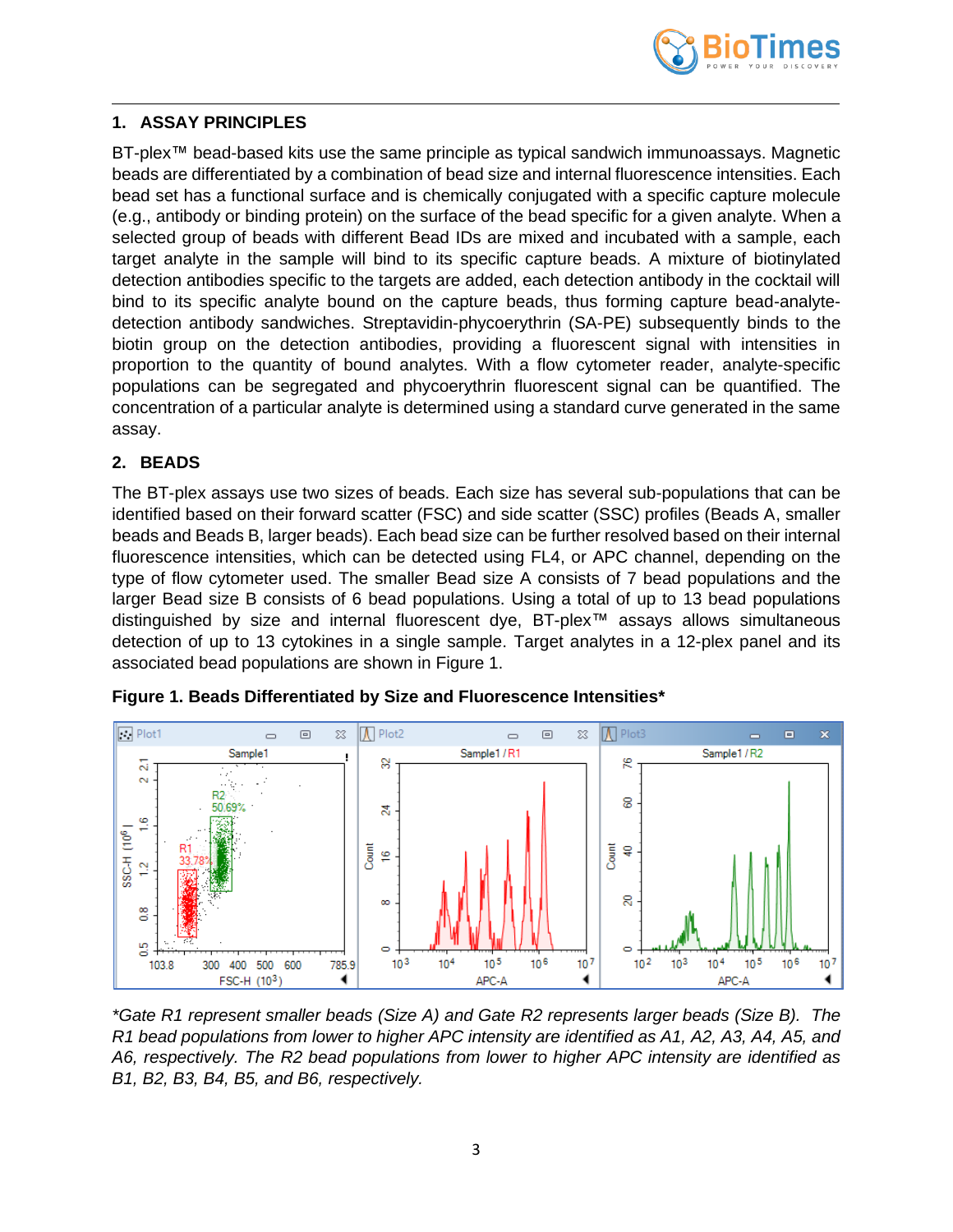## 1. ASSAY PRINCIPLES

BT-plex™ bead-based kits use the same principle as typical sandwich immunoassays. Magnetic beads are differentiated by a combination of bead size and internal fluorescence intensities. Each bead set has a functional surface and is chemically conjugated with a specific capture molecule (e.g., antibody or binding protein) on the surface of the bead specific for a given analyte. When a selected group of beads with different Bead IDs are mixed and incubated with a sample, each target analyte in the sample will bind to its specific capture beads. A mixture of biotinylated detection antibodies specific to the targets are added, each detection antibody in the cocktail will bind to its specific analyte bound on the capture beads, thus forming capture bead-analyte-detection antibody sandwiches. Streptavidin-phycoerythrin (SA-PE) subsequently binds to the biotin group on the detection antibodies, providing a fluorescent signal with intensities in proportion to the quantity of bound analytes. With a flow cytometer reader, analyte-specific populations can be segregated and phycoerythrin fluorescent signal can be quantified. The concentration of a particular analyte is determined using a standard curve generated in the same assay.

## 2. BEADS

The BT-plex assays use two sizes of beads. Each size has several sub-populations that can be identified based on their forward scatter (FSC) and side scatter (SSC) profiles (Beads A, smaller beads and Beads B, larger beads). Each bead size can be further resolved based on their internal fluorescence intensities, which can be detected using FL4, or APC channel, depending on the type of flow cytometer used. The smaller Bead size A consists of 7 bead populations and the larger Bead size B consists of 6 bead populations. Using a total of up to 13 bead populations distinguished by size and internal fluorescent dye, BT-plex™ assays allows simultaneous detection of up to 13 cytokines in a single sample. Target analytes in a 12-plex panel and its associated bead populations are shown in Figure 1.

**Figure 1. Beads Differentiated by Size and Fluorescence Intensities***

*\*Gate R1 represent smaller beads (Size A) and Gate R2 represents larger beads (Size B). The R1 bead populations from lower to higher APC intensity are identified as A1, A2, A3, A4, A5, and A6, respectively. The R2 bead populations from lower to higher APC intensity are identified as B1, B2, B3, B4, B5, and B6, respectively.*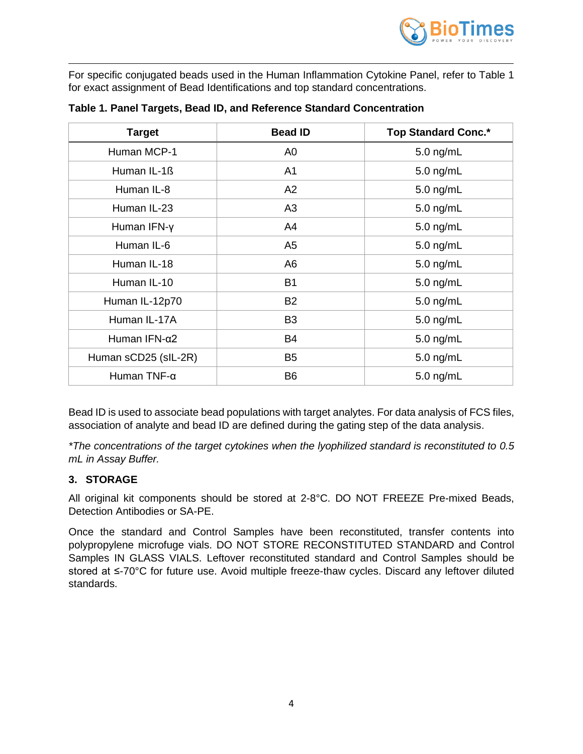For specific conjugated beads used in the Human Inflammation Cytokine Panel, refer to Table 1 for exact assignment of Bead Identifications and top standard concentrations.

**Table 1. Panel Targets, Bead ID, and Reference Standard Concentration**

| Target | Bead ID | Top Standard Conc.* |
|---|---|---|
| Human MCP-1 | A0 | 5.0 ng/mL |
| Human IL-1ß | A1 | 5.0 ng/mL |
| Human IL-8 | A2 | 5.0 ng/mL |
| Human IL-23 | A3 | 5.0 ng/mL |
| Human IFN-γ | A4 | 5.0 ng/mL |
| Human IL-6 | A5 | 5.0 ng/mL |
| Human IL-18 | A6 | 5.0 ng/mL |
| Human IL-10 | B1 | 5.0 ng/mL |
| Human IL-12p70 | B2 | 5.0 ng/mL |
| Human IL-17A | B3 | 5.0 ng/mL |
| Human IFN-α2 | B4 | 5.0 ng/mL |
| Human sCD25 (sIL-2R) | B5 | 5.0 ng/mL |
| Human TNF-α | B6 | 5.0 ng/mL |

Bead ID is used to associate bead populations with target analytes. For data analysis of FCS files, association of analyte and bead ID are defined during the gating step of the data analysis.

*\*The concentrations of the target cytokines when the lyophilized standard is reconstituted to 0.5 mL in Assay Buffer.*

## 3. STORAGE

All original kit components should be stored at 2-8°C. DO NOT FREEZE Pre-mixed Beads, Detection Antibodies or SA-PE.

Once the standard and Control Samples have been reconstituted, transfer contents into polypropylene microfuge vials. DO NOT STORE RECONSTITUTED STANDARD and Control Samples IN GLASS VIALS. Leftover reconstituted standard and Control Samples should be stored at ≤-70°C for future use. Avoid multiple freeze-thaw cycles. Discard any leftover diluted standards.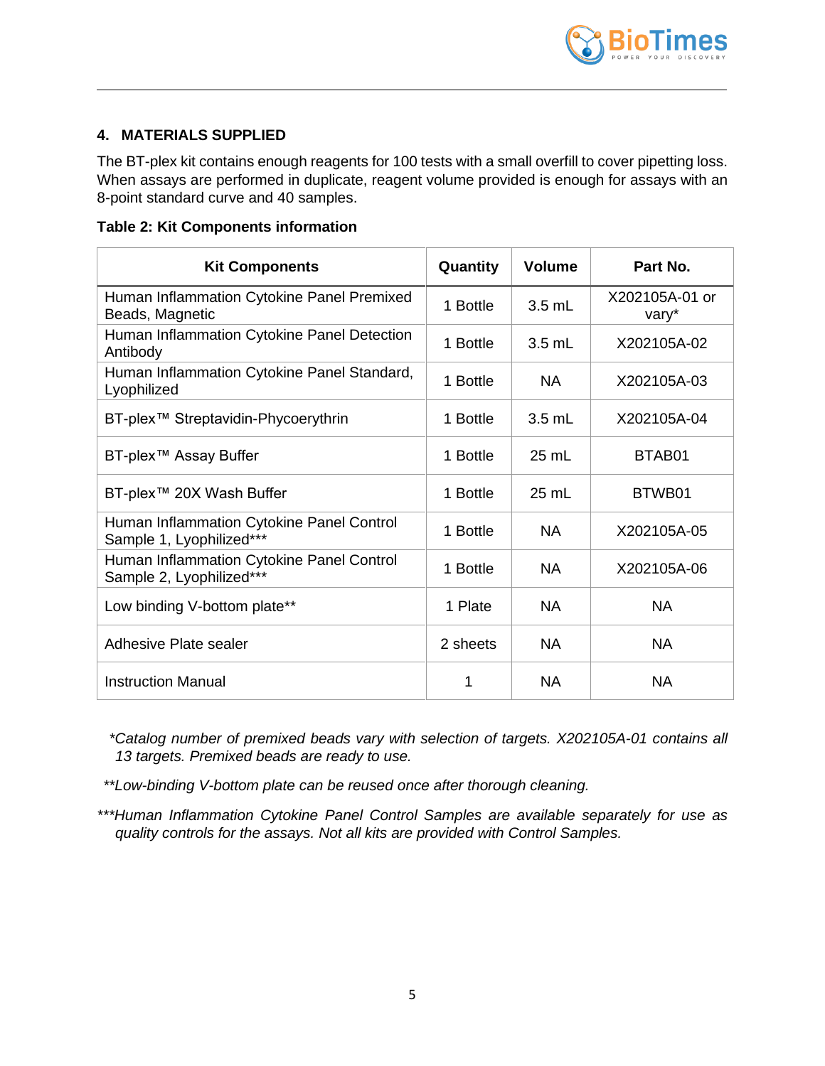## 4. MATERIALS SUPPLIED

The BT-plex kit contains enough reagents for 100 tests with a small overfill to cover pipetting loss. When assays are performed in duplicate, reagent volume provided is enough for assays with an 8-point standard curve and 40 samples.

**Table 2: Kit Components information**

| Kit Components | Quantity | Volume | Part No. |
|---|---|---|---|
| Human Inflammation Cytokine Panel Premixed Beads, Magnetic | 1 Bottle | 3.5 mL | X202105A-01 or vary* |
| Human Inflammation Cytokine Panel Detection Antibody | 1 Bottle | 3.5 mL | X202105A-02 |
| Human Inflammation Cytokine Panel Standard, Lyophilized | 1 Bottle | NA | X202105A-03 |
| BT-plex™ Streptavidin-Phycoerythrin | 1 Bottle | 3.5 mL | X202105A-04 |
| BT-plex™ Assay Buffer | 1 Bottle | 25 mL | BTAB01 |
| BT-plex™ 20X Wash Buffer | 1 Bottle | 25 mL | BTWB01 |
| Human Inflammation Cytokine Panel Control Sample 1, Lyophilized*** | 1 Bottle | NA | X202105A-05 |
| Human Inflammation Cytokine Panel Control Sample 2, Lyophilized*** | 1 Bottle | NA | X202105A-06 |
| Low binding V-bottom plate** | 1 Plate | NA | NA |
| Adhesive Plate sealer | 2 sheets | NA | NA |
| Instruction Manual | 1 | NA | NA |

*\*Catalog number of premixed beads vary with selection of targets. X202105A-01 contains all 13 targets. Premixed beads are ready to use.*

*\*\*Low-binding V-bottom plate can be reused once after thorough cleaning.*

*\*\*\*Human Inflammation Cytokine Panel Control Samples are available separately for use as quality controls for the assays. Not all kits are provided with Control Samples.*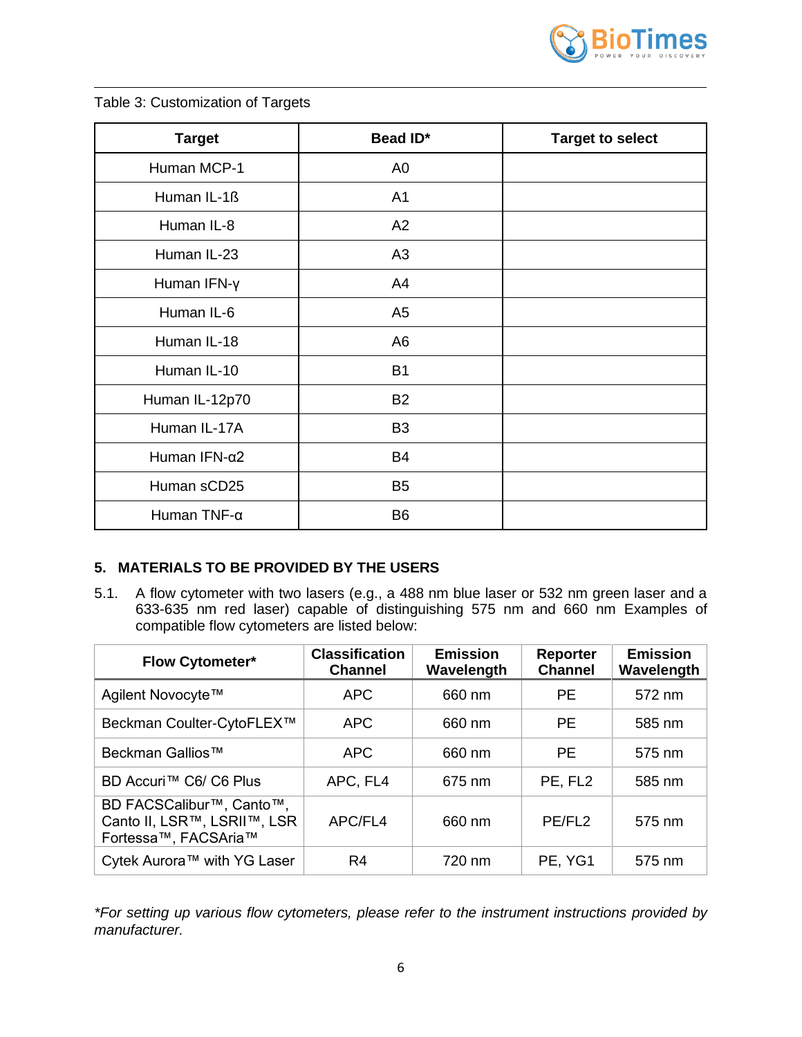Table 3: Customization of Targets

| Target | Bead ID* | Target to select |
|---|---|---|
| Human MCP-1 | A0 | |
| Human IL-1ß | A1 | |
| Human IL-8 | A2 | |
| Human IL-23 | A3 | |
| Human IFN-γ | A4 | |
| Human IL-6 | A5 | |
| Human IL-18 | A6 | |
| Human IL-10 | B1 | |
| Human IL-12p70 | B2 | |
| Human IL-17A | B3 | |
| Human IFN-α2 | B4 | |
| Human sCD25 | B5 | |
| Human TNF-α | B6 | |

## 5. MATERIALS TO BE PROVIDED BY THE USERS

5.1. A flow cytometer with two lasers (e.g., a 488 nm blue laser or 532 nm green laser and a 633-635 nm red laser) capable of distinguishing 575 nm and 660 nm Examples of compatible flow cytometers are listed below:

| Flow Cytometer* | Classification Channel | Emission Wavelength | Reporter Channel | Emission Wavelength |
|---|---|---|---|---|
| Agilent Novocyte™ | APC | 660 nm | PE | 572 nm |
| Beckman Coulter-CytoFLEX™ | APC | 660 nm | PE | 585 nm |
| Beckman Gallios™ | APC | 660 nm | PE | 575 nm |
| BD Accuri™ C6/ C6 Plus | APC, FL4 | 675 nm | PE, FL2 | 585 nm |
| BD FACSCalibur™, Canto™, Canto II, LSR™, LSRII™, LSR Fortessa™, FACSAria™ | APC/FL4 | 660 nm | PE/FL2 | 575 nm |
| Cytek Aurora™ with YG Laser | R4 | 720 nm | PE, YG1 | 575 nm |

*\*For setting up various flow cytometers, please refer to the instrument instructions provided by manufacturer.*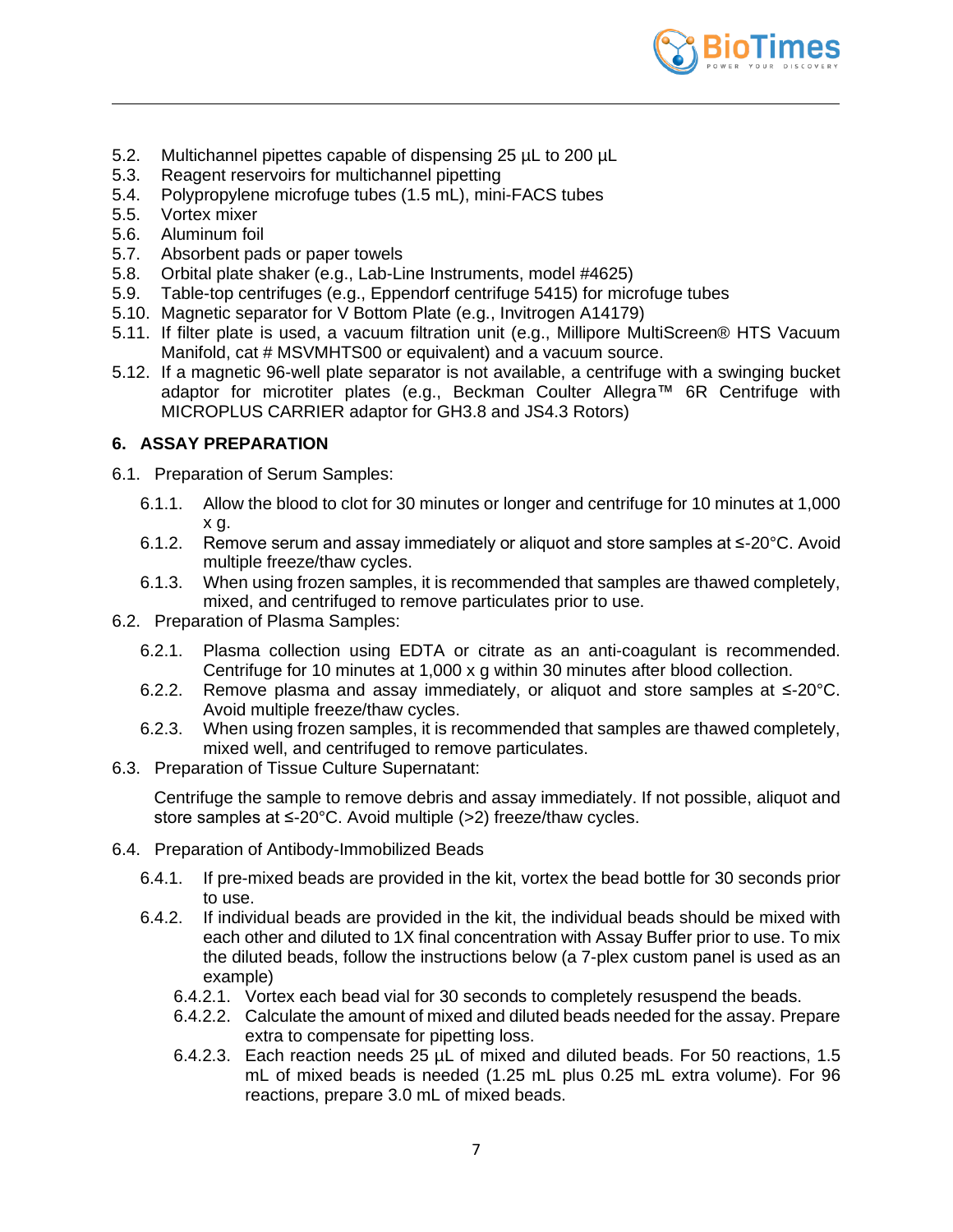5.2. Multichannel pipettes capable of dispensing 25 µL to 200 µL
5.3. Reagent reservoirs for multichannel pipetting
5.4. Polypropylene microfuge tubes (1.5 mL), mini-FACS tubes
5.5. Vortex mixer
5.6. Aluminum foil
5.7. Absorbent pads or paper towels
5.8. Orbital plate shaker (e.g., Lab-Line Instruments, model #4625)
5.9. Table-top centrifuges (e.g., Eppendorf centrifuge 5415) for microfuge tubes
5.10. Magnetic separator for V Bottom Plate (e.g., Invitrogen A14179)
5.11. If filter plate is used, a vacuum filtration unit (e.g., Millipore MultiScreen® HTS Vacuum Manifold, cat # MSVMHTS00 or equivalent) and a vacuum source.
5.12. If a magnetic 96-well plate separator is not available, a centrifuge with a swinging bucket adaptor for microtiter plates (e.g., Beckman Coulter Allegra™ 6R Centrifuge with MICROPLUS CARRIER adaptor for GH3.8 and JS4.3 Rotors)

## 6. ASSAY PREPARATION

6.1. Preparation of Serum Samples:

6.1.1. Allow the blood to clot for 30 minutes or longer and centrifuge for 10 minutes at 1,000 x g.
6.1.2. Remove serum and assay immediately or aliquot and store samples at ≤-20°C. Avoid multiple freeze/thaw cycles.
6.1.3. When using frozen samples, it is recommended that samples are thawed completely, mixed, and centrifuged to remove particulates prior to use.

6.2. Preparation of Plasma Samples:

6.2.1. Plasma collection using EDTA or citrate as an anti-coagulant is recommended. Centrifuge for 10 minutes at 1,000 x g within 30 minutes after blood collection.
6.2.2. Remove plasma and assay immediately, or aliquot and store samples at ≤-20°C. Avoid multiple freeze/thaw cycles.
6.2.3. When using frozen samples, it is recommended that samples are thawed completely, mixed well, and centrifuged to remove particulates.

6.3. Preparation of Tissue Culture Supernatant:

Centrifuge the sample to remove debris and assay immediately. If not possible, aliquot and store samples at ≤-20°C. Avoid multiple (>2) freeze/thaw cycles.

6.4. Preparation of Antibody-Immobilized Beads

6.4.1. If pre-mixed beads are provided in the kit, vortex the bead bottle for 30 seconds prior to use.
6.4.2. If individual beads are provided in the kit, the individual beads should be mixed with each other and diluted to 1X final concentration with Assay Buffer prior to use. To mix the diluted beads, follow the instructions below (a 7-plex custom panel is used as an example)

6.4.2.1. Vortex each bead vial for 30 seconds to completely resuspend the beads.
6.4.2.2. Calculate the amount of mixed and diluted beads needed for the assay. Prepare extra to compensate for pipetting loss.
6.4.2.3. Each reaction needs 25 µL of mixed and diluted beads. For 50 reactions, 1.5 mL of mixed beads is needed (1.25 mL plus 0.25 mL extra volume). For 96 reactions, prepare 3.0 mL of mixed beads.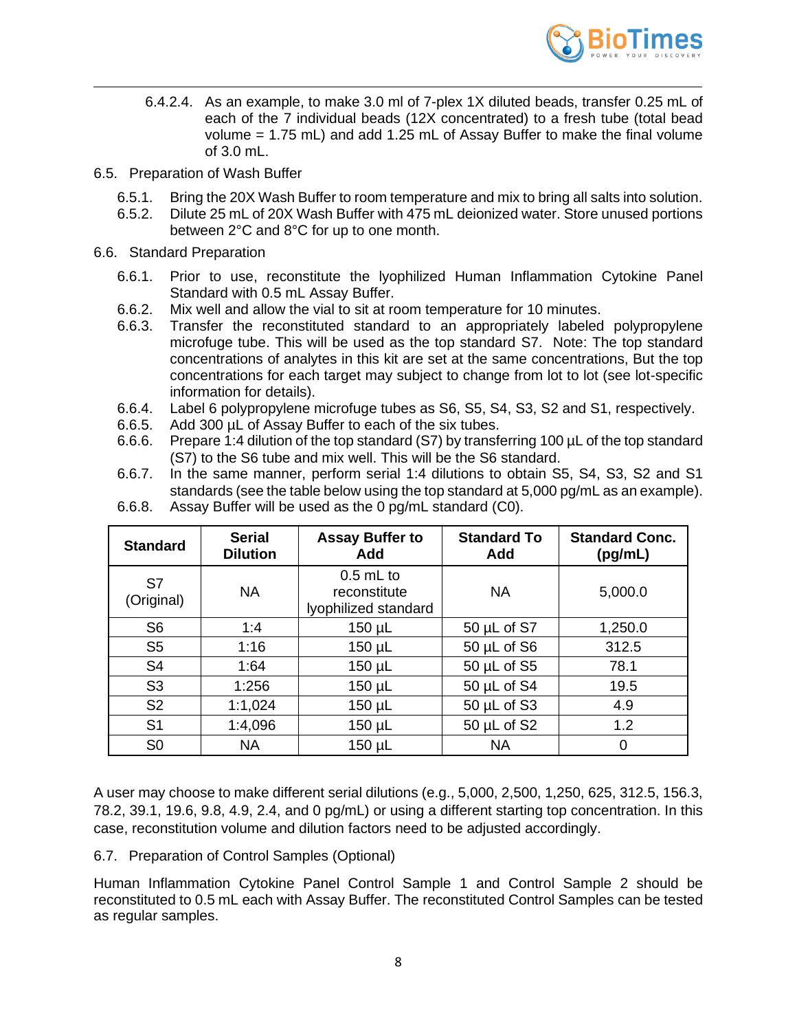6.4.2.4. As an example, to make 3.0 ml of 7-plex 1X diluted beads, transfer 0.25 mL of each of the 7 individual beads (12X concentrated) to a fresh tube (total bead volume = 1.75 mL) and add 1.25 mL of Assay Buffer to make the final volume of 3.0 mL.

6.5. Preparation of Wash Buffer

6.5.1. Bring the 20X Wash Buffer to room temperature and mix to bring all salts into solution.
6.5.2. Dilute 25 mL of 20X Wash Buffer with 475 mL deionized water. Store unused portions between 2°C and 8°C for up to one month.

6.6. Standard Preparation

6.6.1. Prior to use, reconstitute the lyophilized Human Inflammation Cytokine Panel Standard with 0.5 mL Assay Buffer.
6.6.2. Mix well and allow the vial to sit at room temperature for 10 minutes.
6.6.3. Transfer the reconstituted standard to an appropriately labeled polypropylene microfuge tube. This will be used as the top standard S7. Note: The top standard concentrations of analytes in this kit are set at the same concentrations, But the top concentrations for each target may subject to change from lot to lot (see lot-specific information for details).
6.6.4. Label 6 polypropylene microfuge tubes as S6, S5, S4, S3, S2 and S1, respectively.
6.6.5. Add 300 µL of Assay Buffer to each of the six tubes.
6.6.6. Prepare 1:4 dilution of the top standard (S7) by transferring 100 µL of the top standard (S7) to the S6 tube and mix well. This will be the S6 standard.
6.6.7. In the same manner, perform serial 1:4 dilutions to obtain S5, S4, S3, S2 and S1 standards (see the table below using the top standard at 5,000 pg/mL as an example).
6.6.8. Assay Buffer will be used as the 0 pg/mL standard (C0).

| Standard | Serial Dilution | Assay Buffer to Add | Standard To Add | Standard Conc. (pg/mL) |
|---|---|---|---|---|
| S7 (Original) | NA | 0.5 mL to reconstitute lyophilized standard | NA | 5,000.0 |
| S6 | 1:4 | 150 µL | 50 µL of S7 | 1,250.0 |
| S5 | 1:16 | 150 µL | 50 µL of S6 | 312.5 |
| S4 | 1:64 | 150 µL | 50 µL of S5 | 78.1 |
| S3 | 1:256 | 150 µL | 50 µL of S4 | 19.5 |
| S2 | 1:1,024 | 150 µL | 50 µL of S3 | 4.9 |
| S1 | 1:4,096 | 150 µL | 50 µL of S2 | 1.2 |
| S0 | NA | 150 µL | NA | 0 |

A user may choose to make different serial dilutions (e.g., 5,000, 2,500, 1,250, 625, 312.5, 156.3, 78.2, 39.1, 19.6, 9.8, 4.9, 2.4, and 0 pg/mL) or using a different starting top concentration. In this case, reconstitution volume and dilution factors need to be adjusted accordingly.

6.7. Preparation of Control Samples (Optional)

Human Inflammation Cytokine Panel Control Sample 1 and Control Sample 2 should be reconstituted to 0.5 mL each with Assay Buffer. The reconstituted Control Samples can be tested as regular samples.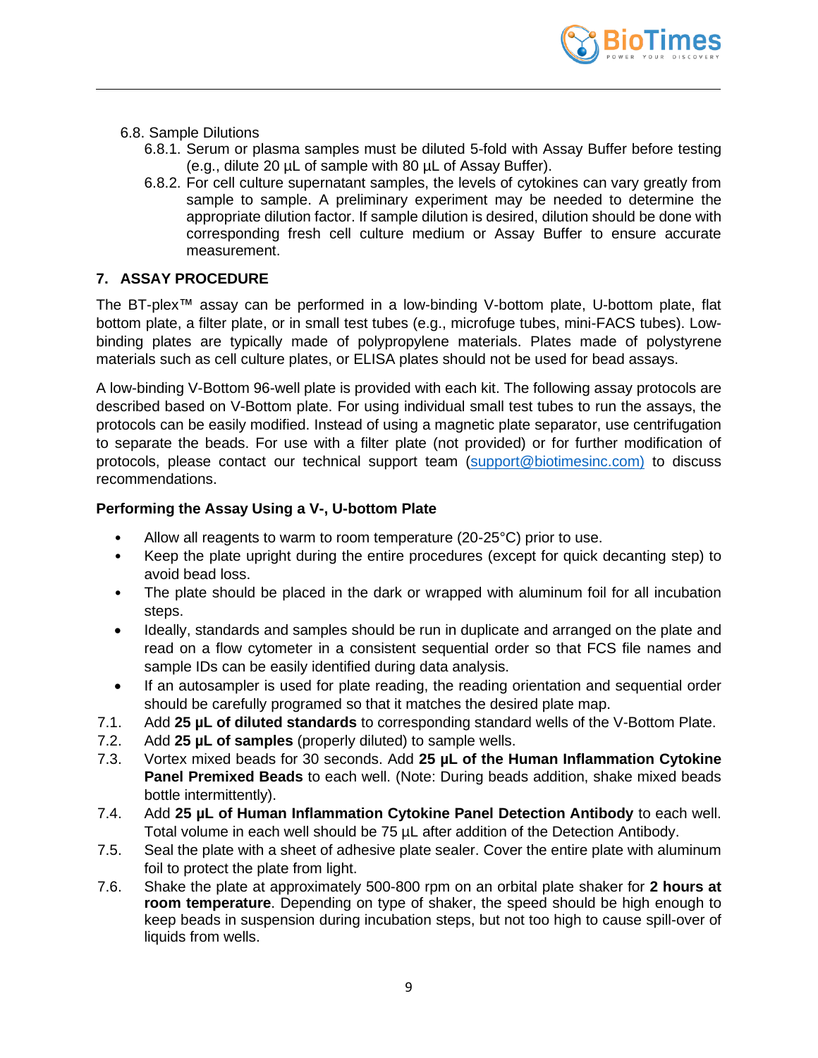6.8. Sample Dilutions

6.8.1. Serum or plasma samples must be diluted 5-fold with Assay Buffer before testing (e.g., dilute 20 µL of sample with 80 µL of Assay Buffer).

6.8.2. For cell culture supernatant samples, the levels of cytokines can vary greatly from sample to sample. A preliminary experiment may be needed to determine the appropriate dilution factor. If sample dilution is desired, dilution should be done with corresponding fresh cell culture medium or Assay Buffer to ensure accurate measurement.

## 7. ASSAY PROCEDURE

The BT-plex™ assay can be performed in a low-binding V-bottom plate, U-bottom plate, flat bottom plate, a filter plate, or in small test tubes (e.g., microfuge tubes, mini-FACS tubes). Low-binding plates are typically made of polypropylene materials. Plates made of polystyrene materials such as cell culture plates, or ELISA plates should not be used for bead assays.

A low-binding V-Bottom 96-well plate is provided with each kit. The following assay protocols are described based on V-Bottom plate. For using individual small test tubes to run the assays, the protocols can be easily modified. Instead of using a magnetic plate separator, use centrifugation to separate the beads. For use with a filter plate (not provided) or for further modification of protocols, please contact our technical support team (support@biotimesinc.com) to discuss recommendations.

**Performing the Assay Using a V-, U-bottom Plate**

- Allow all reagents to warm to room temperature (20-25°C) prior to use.
- Keep the plate upright during the entire procedures (except for quick decanting step) to avoid bead loss.
- The plate should be placed in the dark or wrapped with aluminum foil for all incubation steps.
- Ideally, standards and samples should be run in duplicate and arranged on the plate and read on a flow cytometer in a consistent sequential order so that FCS file names and sample IDs can be easily identified during data analysis.
- If an autosampler is used for plate reading, the reading orientation and sequential order should be carefully programed so that it matches the desired plate map.

7.1. Add **25 µL of diluted standards** to corresponding standard wells of the V-Bottom Plate.

7.2. Add **25 µL of samples** (properly diluted) to sample wells.

7.3. Vortex mixed beads for 30 seconds. Add **25 µL of the Human Inflammation Cytokine Panel Premixed Beads** to each well. (Note: During beads addition, shake mixed beads bottle intermittently).

7.4. Add **25 µL of Human Inflammation Cytokine Panel Detection Antibody** to each well. Total volume in each well should be 75 µL after addition of the Detection Antibody.

7.5. Seal the plate with a sheet of adhesive plate sealer. Cover the entire plate with aluminum foil to protect the plate from light.

7.6. Shake the plate at approximately 500-800 rpm on an orbital plate shaker for **2 hours at room temperature**. Depending on type of shaker, the speed should be high enough to keep beads in suspension during incubation steps, but not too high to cause spill-over of liquids from wells.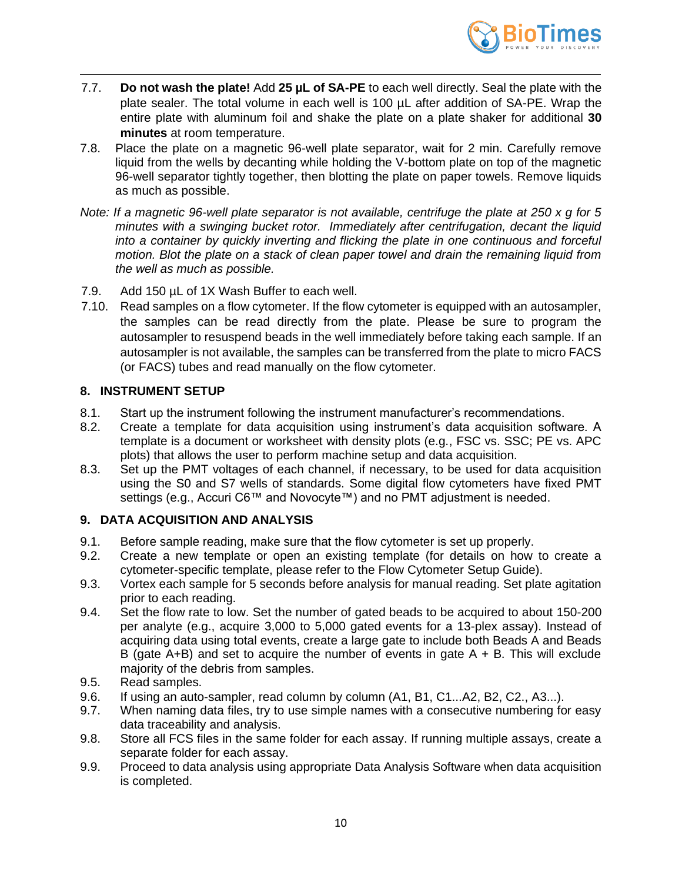7.7. **Do not wash the plate!** Add **25 µL of SA-PE** to each well directly. Seal the plate with the plate sealer. The total volume in each well is 100 µL after addition of SA-PE. Wrap the entire plate with aluminum foil and shake the plate on a plate shaker for additional **30 minutes** at room temperature.

7.8. Place the plate on a magnetic 96-well plate separator, wait for 2 min. Carefully remove liquid from the wells by decanting while holding the V-bottom plate on top of the magnetic 96-well separator tightly together, then blotting the plate on paper towels. Remove liquids as much as possible.

*Note: If a magnetic 96-well plate separator is not available, centrifuge the plate at 250 x g for 5 minutes with a swinging bucket rotor. Immediately after centrifugation, decant the liquid into a container by quickly inverting and flicking the plate in one continuous and forceful motion. Blot the plate on a stack of clean paper towel and drain the remaining liquid from the well as much as possible.*

7.9. Add 150 µL of 1X Wash Buffer to each well.

7.10. Read samples on a flow cytometer. If the flow cytometer is equipped with an autosampler, the samples can be read directly from the plate. Please be sure to program the autosampler to resuspend beads in the well immediately before taking each sample. If an autosampler is not available, the samples can be transferred from the plate to micro FACS (or FACS) tubes and read manually on the flow cytometer.

## 8. INSTRUMENT SETUP

8.1. Start up the instrument following the instrument manufacturer's recommendations.

8.2. Create a template for data acquisition using instrument's data acquisition software. A template is a document or worksheet with density plots (e.g., FSC vs. SSC; PE vs. APC plots) that allows the user to perform machine setup and data acquisition.

8.3. Set up the PMT voltages of each channel, if necessary, to be used for data acquisition using the S0 and S7 wells of standards. Some digital flow cytometers have fixed PMT settings (e.g., Accuri C6™ and Novocyte™) and no PMT adjustment is needed.

## 9. DATA ACQUISITION AND ANALYSIS

9.1. Before sample reading, make sure that the flow cytometer is set up properly.

9.2. Create a new template or open an existing template (for details on how to create a cytometer-specific template, please refer to the Flow Cytometer Setup Guide).

9.3. Vortex each sample for 5 seconds before analysis for manual reading. Set plate agitation prior to each reading.

9.4. Set the flow rate to low. Set the number of gated beads to be acquired to about 150-200 per analyte (e.g., acquire 3,000 to 5,000 gated events for a 13-plex assay). Instead of acquiring data using total events, create a large gate to include both Beads A and Beads B (gate A+B) and set to acquire the number of events in gate A + B. This will exclude majority of the debris from samples.

9.5. Read samples.

9.6. If using an auto-sampler, read column by column (A1, B1, C1...A2, B2, C2., A3...).

9.7. When naming data files, try to use simple names with a consecutive numbering for easy data traceability and analysis.

9.8. Store all FCS files in the same folder for each assay. If running multiple assays, create a separate folder for each assay.

9.9. Proceed to data analysis using appropriate Data Analysis Software when data acquisition is completed.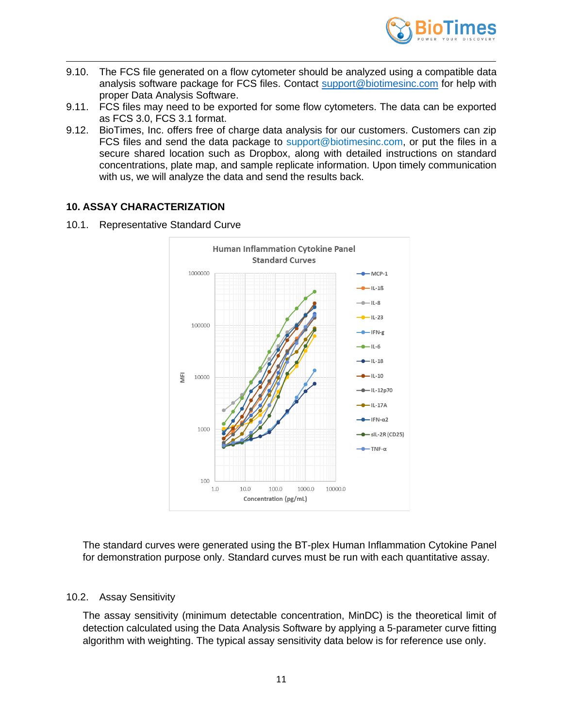9.10. The FCS file generated on a flow cytometer should be analyzed using a compatible data analysis software package for FCS files. Contact support@biotimesinc.com for help with proper Data Analysis Software.

9.11. FCS files may need to be exported for some flow cytometers. The data can be exported as FCS 3.0, FCS 3.1 format.

9.12. BioTimes, Inc. offers free of charge data analysis for our customers. Customers can zip FCS files and send the data package to support@biotimesinc.com, or put the files in a secure shared location such as Dropbox, along with detailed instructions on standard concentrations, plate map, and sample replicate information. Upon timely communication with us, we will analyze the data and send the results back.

## 10. ASSAY CHARACTERIZATION

10.1. Representative Standard Curve

The standard curves were generated using the BT-plex Human Inflammation Cytokine Panel for demonstration purpose only. Standard curves must be run with each quantitative assay.

10.2. Assay Sensitivity

The assay sensitivity (minimum detectable concentration, MinDC) is the theoretical limit of detection calculated using the Data Analysis Software by applying a 5-parameter curve fitting algorithm with weighting. The typical assay sensitivity data below is for reference use only.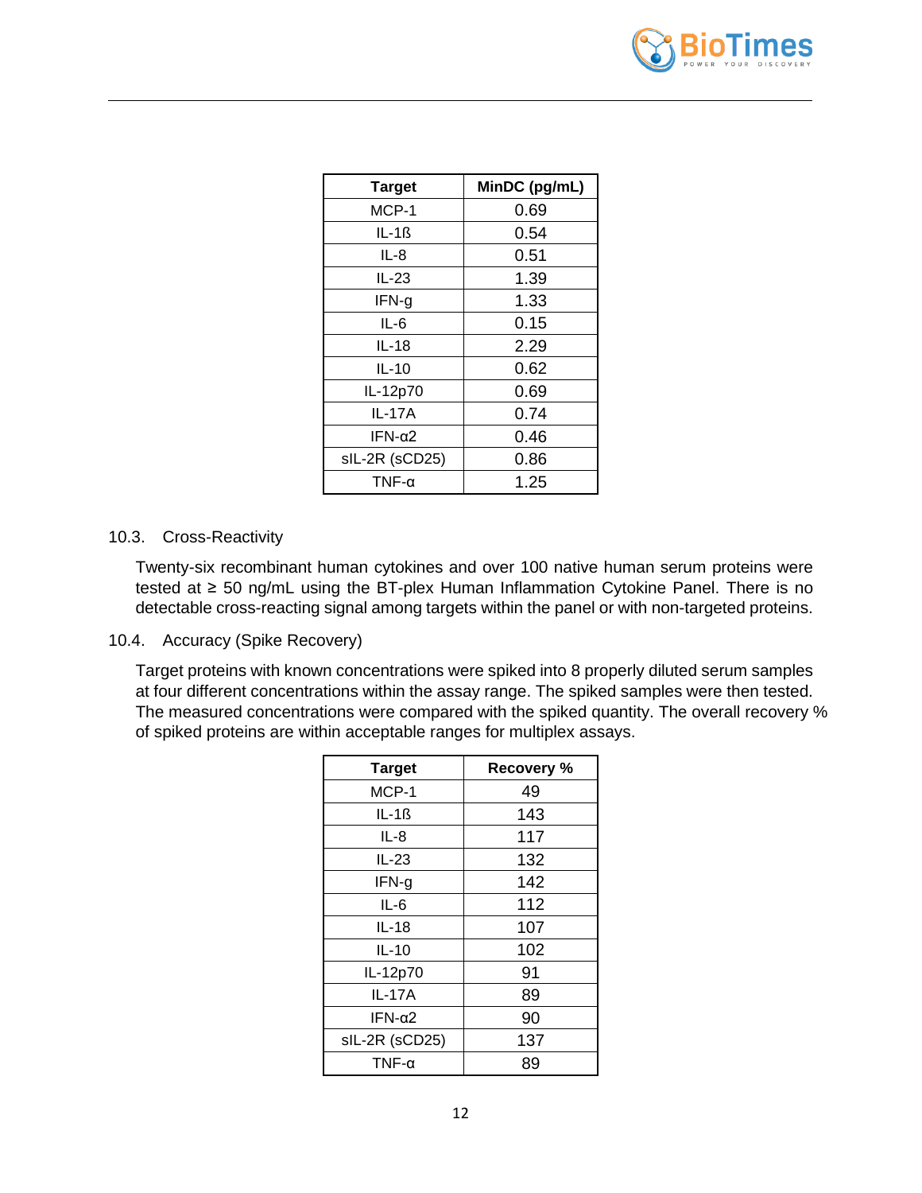| Target | MinDC (pg/mL) |
| --- | --- |
| MCP-1 | 0.69 |
| IL-1ß | 0.54 |
| IL-8 | 0.51 |
| IL-23 | 1.39 |
| IFN-g | 1.33 |
| IL-6 | 0.15 |
| IL-18 | 2.29 |
| IL-10 | 0.62 |
| IL-12p70 | 0.69 |
| IL-17A | 0.74 |
| IFN-α2 | 0.46 |
| sIL-2R (sCD25) | 0.86 |
| TNF-α | 1.25 |

### 10.3. Cross-Reactivity

Twenty-six recombinant human cytokines and over 100 native human serum proteins were tested at ≥ 50 ng/mL using the BT-plex Human Inflammation Cytokine Panel. There is no detectable cross-reacting signal among targets within the panel or with non-targeted proteins.

### 10.4. Accuracy (Spike Recovery)

Target proteins with known concentrations were spiked into 8 properly diluted serum samples at four different concentrations within the assay range. The spiked samples were then tested. The measured concentrations were compared with the spiked quantity. The overall recovery % of spiked proteins are within acceptable ranges for multiplex assays.

| Target | Recovery % |
| --- | --- |
| MCP-1 | 49 |
| IL-1ß | 143 |
| IL-8 | 117 |
| IL-23 | 132 |
| IFN-g | 142 |
| IL-6 | 112 |
| IL-18 | 107 |
| IL-10 | 102 |
| IL-12p70 | 91 |
| IL-17A | 89 |
| IFN-α2 | 90 |
| sIL-2R (sCD25) | 137 |
| TNF-α | 89 |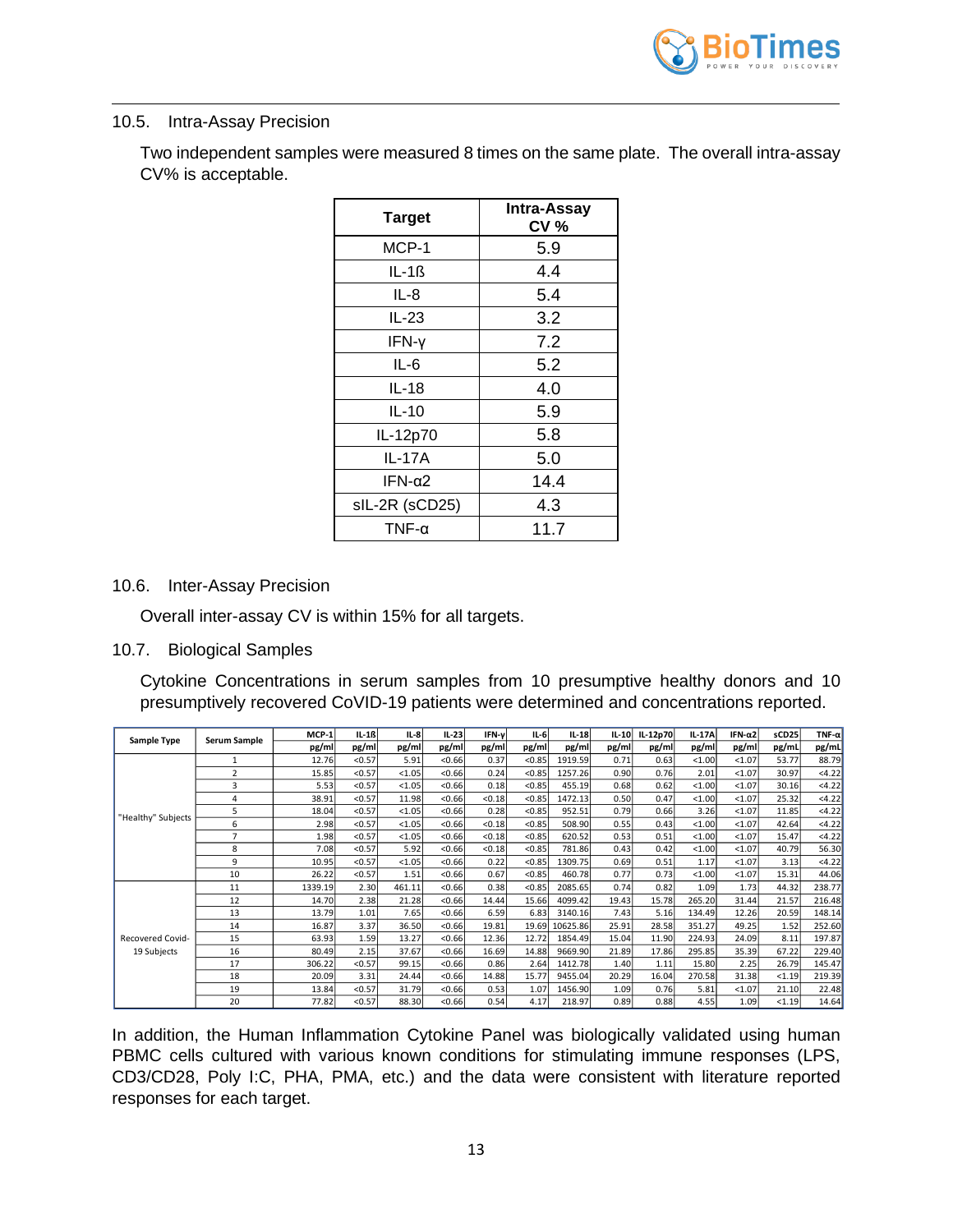### 10.5. Intra-Assay Precision

Two independent samples were measured 8 times on the same plate. The overall intra-assay CV% is acceptable.

| Target | Intra-Assay CV % |
|---|---|
| MCP-1 | 5.9 |
| IL-1ß | 4.4 |
| IL-8 | 5.4 |
| IL-23 | 3.2 |
| IFN-γ | 7.2 |
| IL-6 | 5.2 |
| IL-18 | 4.0 |
| IL-10 | 5.9 |
| IL-12p70 | 5.8 |
| IL-17A | 5.0 |
| IFN-α2 | 14.4 |
| sIL-2R (sCD25) | 4.3 |
| TNF-α | 11.7 |

### 10.6. Inter-Assay Precision

Overall inter-assay CV is within 15% for all targets.

### 10.7. Biological Samples

Cytokine Concentrations in serum samples from 10 presumptive healthy donors and 10 presumptively recovered CoVID-19 patients were determined and concentrations reported.

| Sample Type | Serum Sample | MCP-1 | IL-1ß | IL-8 | IL-23 | IFN-γ | IL-6 | IL-18 | IL-10 | IL-12p70 | IL-17A | IFN-α2 | sCD25 | TNF-α |
|---|---|---|---|---|---|---|---|---|---|---|---|---|---|---|
| | | pg/ml | pg/ml | pg/ml | pg/ml | pg/ml | pg/ml | pg/ml | pg/ml | pg/ml | pg/ml | pg/ml | pg/mL | pg/mL |
| "Healthy" Subjects | 1 | 12.76 | <0.57 | 5.91 | <0.66 | 0.37 | <0.85 | 1919.59 | 0.71 | 0.63 | <1.00 | <1.07 | 53.77 | 88.79 |
| | 2 | 15.85 | <0.57 | <1.05 | <0.66 | 0.24 | <0.85 | 1257.26 | 0.90 | 0.76 | 2.01 | <1.07 | 30.97 | <4.22 |
| | 3 | 5.53 | <0.57 | <1.05 | <0.66 | 0.18 | <0.85 | 455.19 | 0.68 | 0.62 | <1.00 | <1.07 | 30.16 | <4.22 |
| | 4 | 38.91 | <0.57 | 11.98 | <0.66 | <0.18 | <0.85 | 1472.13 | 0.50 | 0.47 | <1.00 | <1.07 | 25.32 | <4.22 |
| | 5 | 18.04 | <0.57 | <1.05 | <0.66 | 0.28 | <0.85 | 952.51 | 0.79 | 0.66 | 3.26 | <1.07 | 11.85 | <4.22 |
| | 6 | 2.98 | <0.57 | <1.05 | <0.66 | <0.18 | <0.85 | 508.90 | 0.55 | 0.43 | <1.00 | <1.07 | 42.64 | <4.22 |
| | 7 | 1.98 | <0.57 | <1.05 | <0.66 | <0.18 | <0.85 | 620.52 | 0.53 | 0.51 | <1.00 | <1.07 | 15.47 | <4.22 |
| | 8 | 7.08 | <0.57 | 5.92 | <0.66 | <0.18 | <0.85 | 781.86 | 0.43 | 0.42 | <1.00 | <1.07 | 40.79 | 56.30 |
| | 9 | 10.95 | <0.57 | <1.05 | <0.66 | 0.22 | <0.85 | 1309.75 | 0.69 | 0.51 | 1.17 | <1.07 | 3.13 | <4.22 |
| | 10 | 26.22 | <0.57 | 1.51 | <0.66 | 0.67 | <0.85 | 460.78 | 0.77 | 0.73 | <1.00 | <1.07 | 15.31 | 44.06 |
| Recovered Covid-19 Subjects | 11 | 1339.19 | 2.30 | 461.11 | <0.66 | 0.38 | <0.85 | 2085.65 | 0.74 | 0.82 | 1.09 | 1.73 | 44.32 | 238.77 |
| | 12 | 14.70 | 2.38 | 21.28 | <0.66 | 14.44 | 15.66 | 4099.42 | 19.43 | 15.78 | 265.20 | 31.44 | 21.57 | 216.48 |
| | 13 | 13.79 | 1.01 | 7.65 | <0.66 | 6.59 | 6.83 | 3140.16 | 7.43 | 5.16 | 134.49 | 12.26 | 20.59 | 148.14 |
| | 14 | 16.87 | 3.37 | 36.50 | <0.66 | 19.81 | 19.69 | 10625.86 | 25.91 | 28.58 | 351.27 | 49.25 | 1.52 | 252.60 |
| | 15 | 63.93 | 1.59 | 13.27 | <0.66 | 12.36 | 12.72 | 1854.49 | 15.04 | 11.90 | 224.93 | 24.09 | 8.11 | 197.87 |
| | 16 | 80.49 | 2.15 | 37.67 | <0.66 | 16.69 | 14.88 | 9669.90 | 21.89 | 17.86 | 295.85 | 35.39 | 67.22 | 229.40 |
| | 17 | 306.22 | <0.57 | 99.15 | <0.66 | 0.86 | 2.64 | 1412.78 | 1.40 | 1.11 | 15.80 | 2.25 | 26.79 | 145.47 |
| | 18 | 20.09 | 3.31 | 24.44 | <0.66 | 14.88 | 15.77 | 9455.04 | 20.29 | 16.04 | 270.58 | 31.38 | <1.19 | 219.39 |
| | 19 | 13.84 | <0.57 | 31.79 | <0.66 | 0.53 | 1.07 | 1456.90 | 1.09 | 0.76 | 5.81 | <1.07 | 21.10 | 22.48 |
| | 20 | 77.82 | <0.57 | 88.30 | <0.66 | 0.54 | 4.17 | 218.97 | 0.89 | 0.88 | 4.55 | 1.09 | <1.19 | 14.64 |

In addition, the Human Inflammation Cytokine Panel was biologically validated using human PBMC cells cultured with various known conditions for stimulating immune responses (LPS, CD3/CD28, Poly I:C, PHA, PMA, etc.) and the data were consistent with literature reported responses for each target.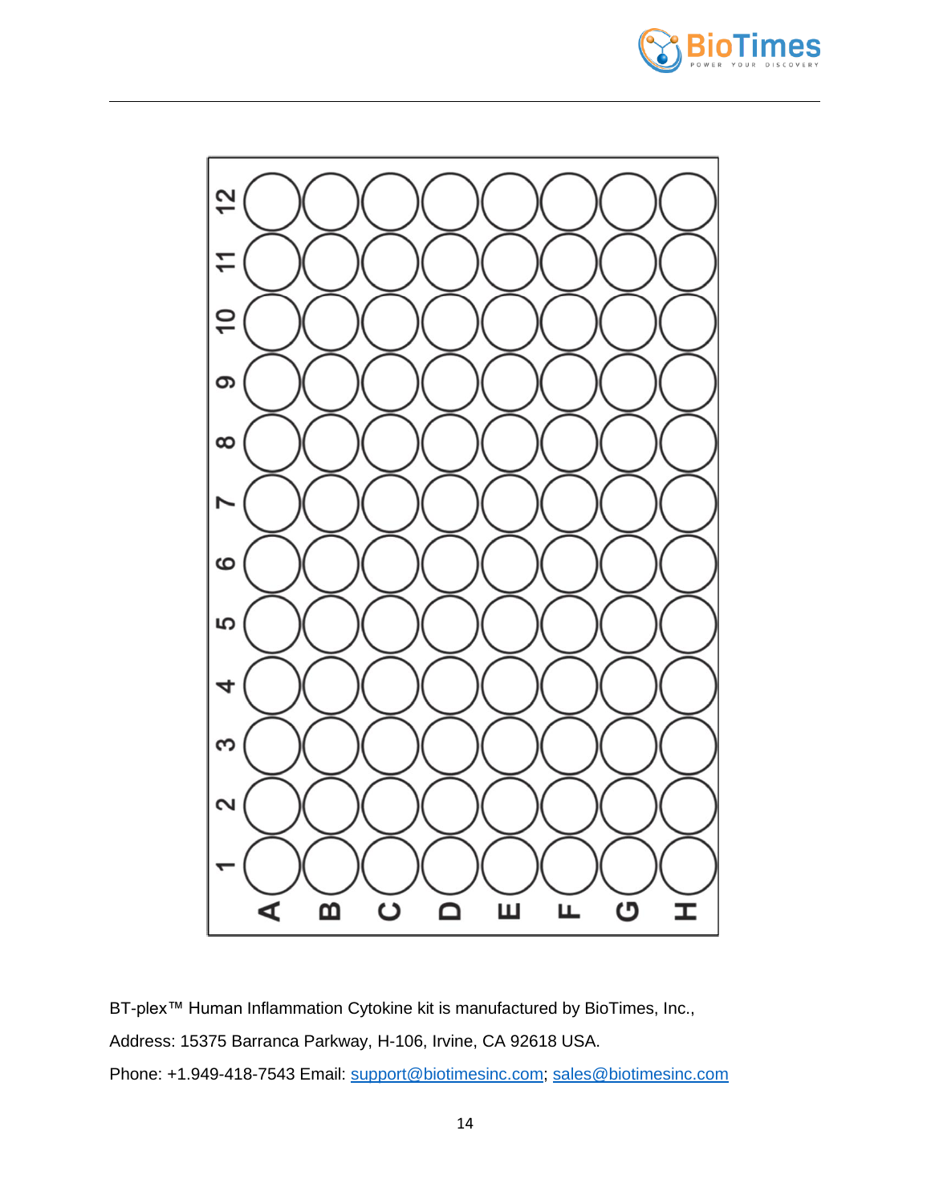| | 1 | 2 | 3 | 4 | 5 | 6 | 7 | 8 | 9 | 10 | 11 | 12 |
|---|---|---|---|---|---|---|---|---|---|---|---|---|
| A | | | | | | | | | | | | |
| B | | | | | | | | | | | | |
| C | | | | | | | | | | | | |
| D | | | | | | | | | | | | |
| E | | | | | | | | | | | | |
| F | | | | | | | | | | | | |
| G | | | | | | | | | | | | |
| H | | | | | | | | | | | | |

BT-plex™ Human Inflammation Cytokine kit is manufactured by BioTimes, Inc.,

Address: 15375 Barranca Parkway, H-106, Irvine, CA 92618 USA.

Phone: +1.949-418-7543 Email: support@biotimesinc.com; sales@biotimesinc.com